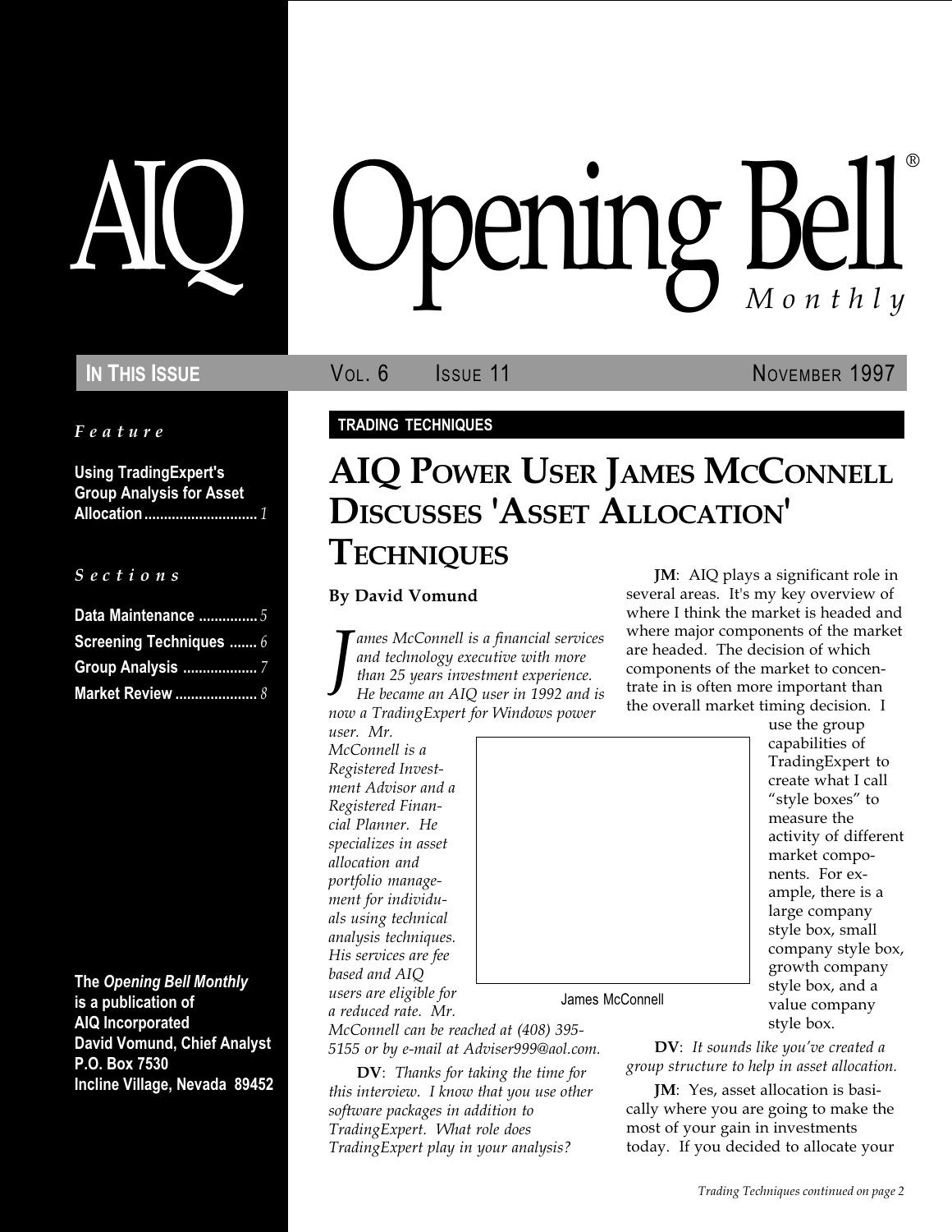# AIQ Opening Bell® Monthly

**IN THIS ISSUE** | VOL. 6 ISSUE 11 | NOVEMBER 1997

*Feature*

**Using TradingExpert's Group Analysis for Asset Allocation** ............................. *1*

*Sections*

**Data Maintenance** ............... *5*
**Screening Techniques** ....... *6*
**Group Analysis** ................... *7*
**Market Review** ..................... *8*

**The *Opening Bell Monthly* is a publication of AIQ Incorporated**
**David Vomund, Chief Analyst**
**P.O. Box 7530**
**Incline Village, Nevada 89452**

**TRADING TECHNIQUES**

## AIQ POWER USER JAMES MCCONNELL DISCUSSES 'ASSET ALLOCATION' TECHNIQUES

**By David Vomund**

*James McConnell is a financial services and technology executive with more than 25 years investment experience. He became an AIQ user in 1992 and is now a TradingExpert for Windows power user. Mr. McConnell is a Registered Investment Advisor and a Registered Financial Planner. He specializes in asset allocation and portfolio management for individuals using technical analysis techniques. His services are fee based and AIQ users are eligible for a reduced rate. Mr. McConnell can be reached at (408) 395-5155 or by e-mail at Adviser999@aol.com.*

James McConnell

**DV**: *Thanks for taking the time for this interview. I know that you use other software packages in addition to TradingExpert. What role does TradingExpert play in your analysis?*

**JM**: AIQ plays a significant role in several areas. It's my key overview of where I think the market is headed and where major components of the market are headed. The decision of which components of the market to concentrate in is often more important than the overall market timing decision. I use the group capabilities of TradingExpert to create what I call "style boxes" to measure the activity of different market components. For example, there is a large company style box, small company style box, growth company style box, and a value company style box.

**DV**: *It sounds like you've created a group structure to help in asset allocation.*

**JM**: Yes, asset allocation is basically where you are going to make the most of your gain in investments today. If you decided to allocate your

*Trading Techniques continued on page 2*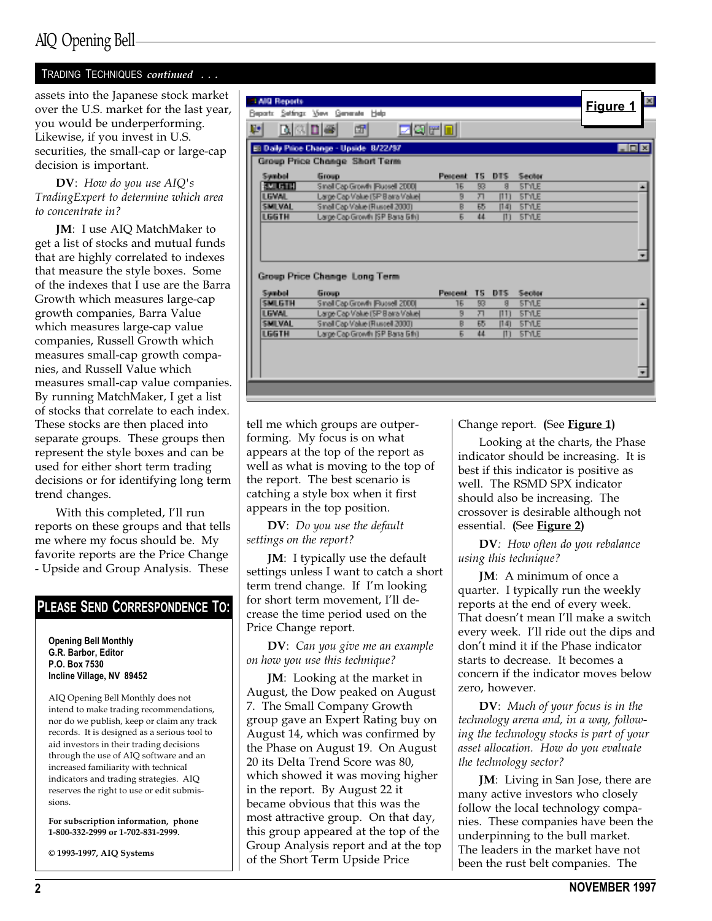## TRADING TECHNIQUES *continued* . . .

assets into the Japanese stock market over the U.S. market for the last year, you would be underperforming. Likewise, if you invest in U.S. securities, the small-cap or large-cap decision is important.

**DV**: *How do you use AIQ's TradingExpert to determine which area to concentrate in?*

**JM**: I use AIQ MatchMaker to get a list of stocks and mutual funds that are highly correlated to indexes that measure the style boxes. Some of the indexes that I use are the Barra Growth which measures large-cap growth companies, Barra Value which measures large-cap value companies, Russell Growth which measures small-cap growth companies, and Russell Value which measures small-cap value companies. By running MatchMaker, I get a list of stocks that correlate to each index. These stocks are then placed into separate groups. These groups then represent the style boxes and can be used for either short term trading decisions or for identifying long term trend changes.

With this completed, I'll run reports on these groups and that tells me where my focus should be. My favorite reports are the Price Change - Upside and Group Analysis. These tell me which groups are outperforming. My focus is on what appears at the top of the report as well as what is moving to the top of the report. The best scenario is catching a style box when it first appears in the top position.

**DV**: *Do you use the default settings on the report?*

**JM**: I typically use the default settings unless I want to catch a short term trend change. If I'm looking for short term movement, I'll decrease the time period used on the Price Change report.

**DV**: *Can you give me an example on how you use this technique?*

**JM**: Looking at the market in August, the Dow peaked on August 7. The Small Company Growth group gave an Expert Rating buy on August 14, which was confirmed by the Phase on August 19. On August 20 its Delta Trend Score was 80, which showed it was moving higher in the report. By August 22 it became obvious that this was the most attractive group. On that day, this group appeared at the top of the Group Analysis report and at the top of the Short Term Upside Price Change report. **(See Figure 1)**

**Figure 1**

AIQ Reports — Daily Price Change - Upside 8/22/97

Group Price Change Short Term

| Symbol | Group | Percent | TS | DTS | Sector |
|---|---|---|---|---|---|
| SMLGTH | Small Cap Growth (Russell 2000) | 16 | 93 | 8 | STYLE |
| LGVAL | Large Cap Value (SP Barra Value) | 9 | 71 | (11) | STYLE |
| SMLVAL | Small Cap Value (Russell 2000) | 8 | 65 | (14) | STYLE |
| LGGTH | Large Cap Growth (SP Barra Gth) | 6 | 44 | (1) | STYLE |

Group Price Change Long Term

| Symbol | Group | Percent | TS | DTS | Sector |
|---|---|---|---|---|---|
| SMLGTH | Small Cap Growth (Russell 2000) | 16 | 93 | 8 | STYLE |
| LGVAL | Large Cap Value (SP Barra Value) | 9 | 71 | (11) | STYLE |
| SMLVAL | Small Cap Value (Russell 2000) | 8 | 65 | (14) | STYLE |
| LGGTH | Large Cap Growth (SP Barra Gth) | 6 | 44 | (1) | STYLE |

Looking at the charts, the Phase indicator should be increasing. It is best if this indicator is positive as well. The RSMD SPX indicator should also be increasing. The crossover is desirable although not essential. **(See Figure 2)**

**DV**: *How often do you rebalance using this technique?*

**JM**: A minimum of once a quarter. I typically run the weekly reports at the end of every week. That doesn't mean I'll make a switch every week. I'll ride out the dips and don't mind it if the Phase indicator starts to decrease. It becomes a concern if the indicator moves below zero, however.

**DV**: *Much of your focus is in the technology arena and, in a way, following the technology stocks is part of your asset allocation. How do you evaluate the technology sector?*

**JM**: Living in San Jose, there are many active investors who closely follow the local technology companies. These companies have been the underpinning to the bull market. The leaders in the market have not been the rust belt companies. The

---

## PLEASE SEND CORRESPONDENCE TO:

**Opening Bell Monthly**
**G.R. Barbor, Editor**
**P.O. Box 7530**
**Incline Village, NV 89452**

AIQ Opening Bell Monthly does not intend to make trading recommendations, nor do we publish, keep or claim any track records. It is designed as a serious tool to aid investors in their trading decisions through the use of AIQ software and an increased familiarity with technical indicators and trading strategies. AIQ reserves the right to use or edit submissions.

**For subscription information, phone 1-800-332-2999 or 1-702-831-2999.**

**© 1993-1997, AIQ Systems**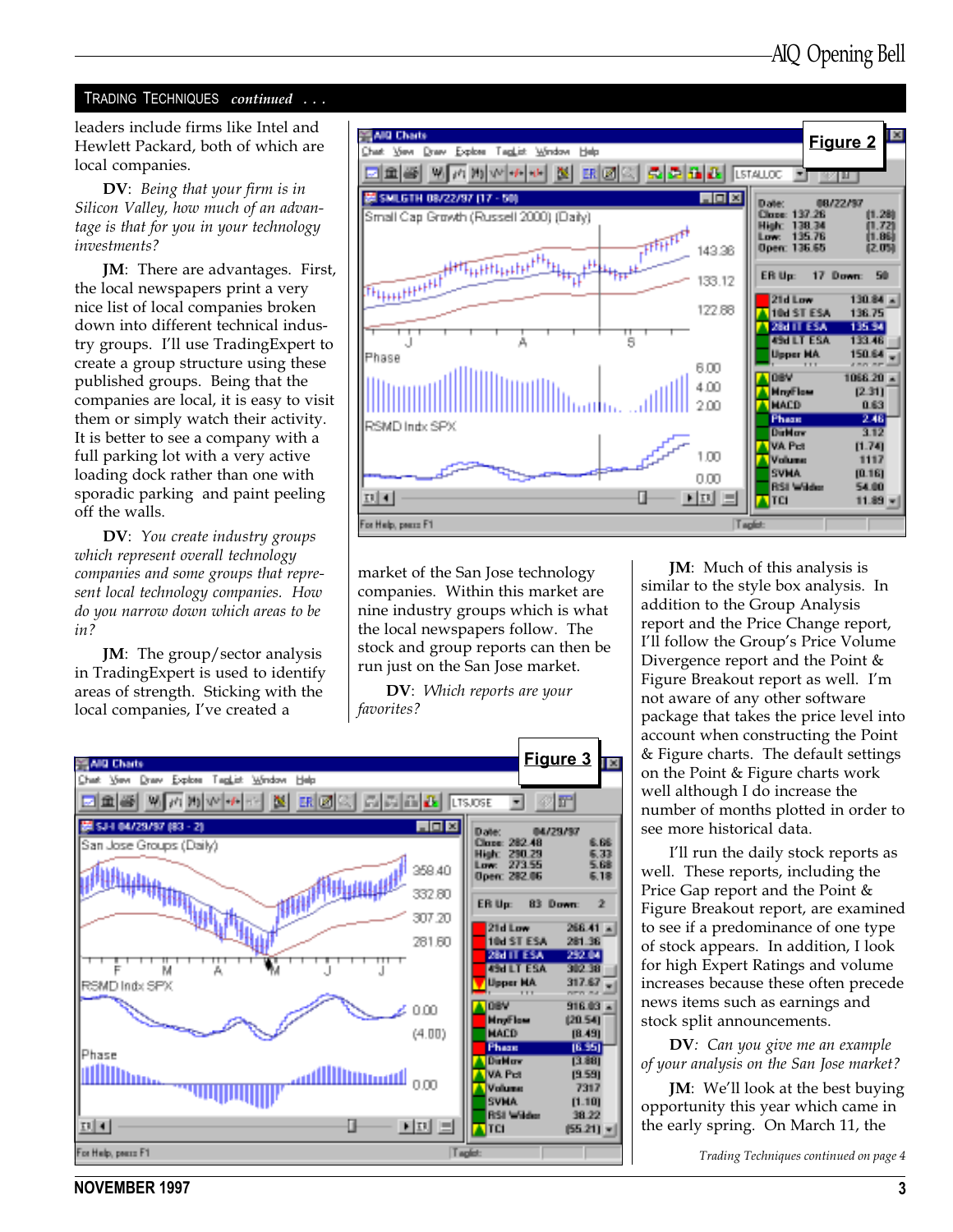## TRADING TECHNIQUES *continued . . .*

leaders include firms like Intel and Hewlett Packard, both of which are local companies.

**DV**: *Being that your firm is in Silicon Valley, how much of an advantage is that for you in your technology investments?*

**JM**: There are advantages. First, the local newspapers print a very nice list of local companies broken down into different technical industry groups. I'll use TradingExpert to create a group structure using these published groups. Being that the companies are local, it is easy to visit them or simply watch their activity. It is better to see a company with a full parking lot with a very active loading dock rather than one with sporadic parking and paint peeling off the walls.

**DV**: *You create industry groups which represent overall technology companies and some groups that represent local technology companies. How do you narrow down which areas to be in?*

**JM**: The group/sector analysis in TradingExpert is used to identify areas of strength. Sticking with the local companies, I've created a market of the San Jose technology companies. Within this market are nine industry groups which is what the local newspapers follow. The stock and group reports can then be run just on the San Jose market.

**DV**: *Which reports are your favorites?*

**JM**: Much of this analysis is similar to the style box analysis. In addition to the Group Analysis report and the Price Change report, I'll follow the Group's Price Volume Divergence report and the Point & Figure Breakout report as well. I'm not aware of any other software package that takes the price level into account when constructing the Point & Figure charts. The default settings on the Point & Figure charts work well although I do increase the number of months plotted in order to see more historical data.

I'll run the daily stock reports as well. These reports, including the Price Gap report and the Point & Figure Breakout report, are examined to see if a predominance of one type of stock appears. In addition, I look for high Expert Ratings and volume increases because these often precede news items such as earnings and stock split announcements.

**DV**: *Can you give me an example of your analysis on the San Jose market?*

**JM**: We'll look at the best buying opportunity this year which came in the early spring. On March 11, the

*Trading Techniques continued on page 4*

**Figure 2**

**Figure 3**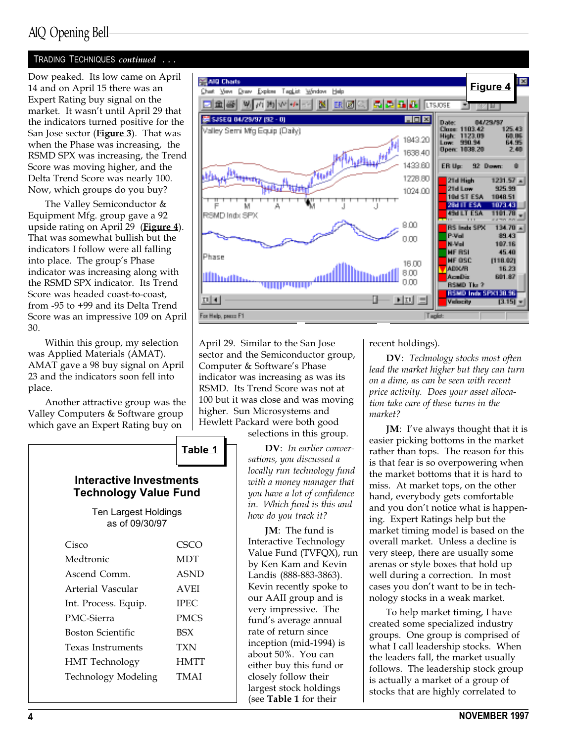## Trading Techniques *continued* . . .

Dow peaked. Its low came on April 14 and on April 15 there was an Expert Rating buy signal on the market. It wasn't until April 29 that the indicators turned positive for the San Jose sector (**Figure 3**). That was when the Phase was increasing, the RSMD SPX was increasing, the Trend Score was moving higher, and the Delta Trend Score was nearly 100. Now, which groups do you buy?

The Valley Semiconductor & Equipment Mfg. group gave a 92 upside rating on April 29 (**Figure 4**). That was somewhat bullish but the indicators I follow were all falling into place. The group's Phase indicator was increasing along with the RSMD SPX indicator. Its Trend Score was headed coast-to-coast, from -95 to +99 and its Delta Trend Score was an impressive 109 on April 30.

Within this group, my selection was Applied Materials (AMAT). AMAT gave a 98 buy signal on April 23 and the indicators soon fell into place.

Another attractive group was the Valley Computers & Software group which gave an Expert Rating buy on April 29. Similar to the San Jose sector and the Semiconductor group, Computer & Software's Phase indicator was increasing as was its RSMD. Its Trend Score was not at 100 but it was close and was moving higher. Sun Microsystems and Hewlett Packard were both good selections in this group.

**Figure 4**

**DV**: *In earlier conversations, you discussed a locally run technology fund with a money manager that you have a lot of confidence in. Which fund is this and how do you track it?*

**JM**: The fund is Interactive Technology Value Fund (TVFQX), run by Ken Kam and Kevin Landis (888-883-3863). Kevin recently spoke to our AAII group and is very impressive. The fund's average annual rate of return since inception (mid-1994) is about 50%. You can either buy this fund or closely follow their largest stock holdings (see **Table 1** for their recent holdings).

**Table 1**

**Interactive Investments Technology Value Fund**

Ten Largest Holdings as of 09/30/97

| Company | Symbol |
|---|---|
| Cisco | CSCO |
| Medtronic | MDT |
| Ascend Comm. | ASND |
| Arterial Vascular | AVEI |
| Int. Process. Equip. | IPEC |
| PMC-Sierra | PMCS |
| Boston Scientific | BSX |
| Texas Instruments | TXN |
| HMT Technology | HMTT |
| Technology Modeling | TMAI |

**DV**: *Technology stocks most often lead the market higher but they can turn on a dime, as can be seen with recent price activity. Does your asset allocation take care of these turns in the market?*

**JM**: I've always thought that it is easier picking bottoms in the market rather than tops. The reason for this is that fear is so overpowering when the market bottoms that it is hard to miss. At market tops, on the other hand, everybody gets comfortable and you don't notice what is happening. Expert Ratings help but the market timing model is based on the overall market. Unless a decline is very steep, there are usually some arenas or style boxes that hold up well during a correction. In most cases you don't want to be in technology stocks in a weak market.

To help market timing, I have created some specialized industry groups. One group is comprised of what I call leadership stocks. When the leaders fall, the market usually follows. The leadership stock group is actually a market of a group of stocks that are highly correlated to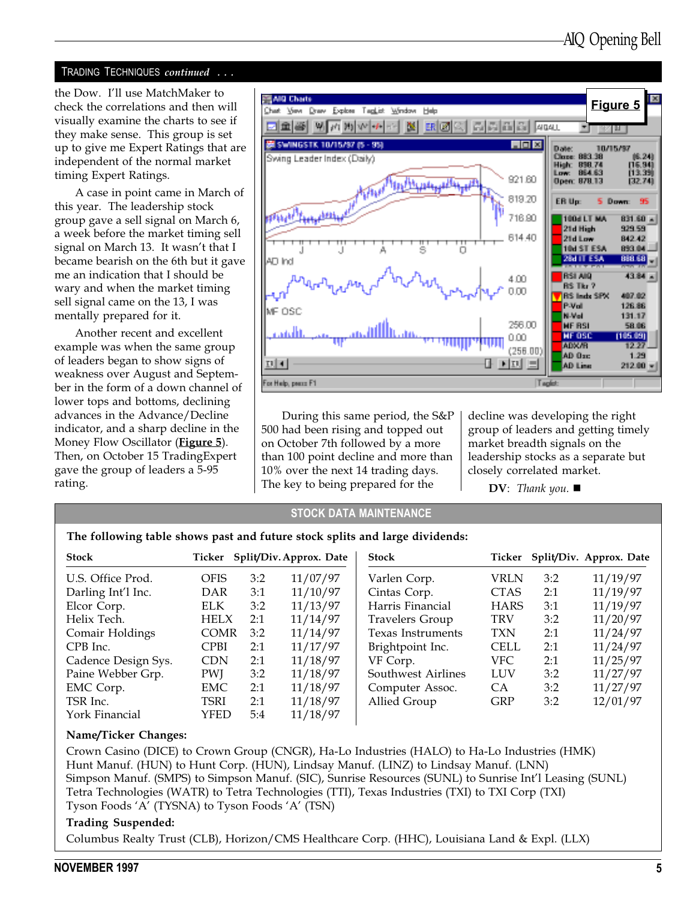## TRADING TECHNIQUES *continued* . . .

the Dow. I'll use MatchMaker to check the correlations and then will visually examine the charts to see if they make sense. This group is set up to give me Expert Ratings that are independent of the normal market timing Expert Ratings.

A case in point came in March of this year. The leadership stock group gave a sell signal on March 6, a week before the market timing sell signal on March 13. It wasn't that I became bearish on the 6th but it gave me an indication that I should be wary and when the market timing sell signal came on the 13, I was mentally prepared for it.

Another recent and excellent example was when the same group of leaders began to show signs of weakness over August and September in the form of a down channel of lower tops and bottoms, declining advances in the Advance/Decline indicator, and a sharp decline in the Money Flow Oscillator (**Figure 5**). Then, on October 15 TradingExpert gave the group of leaders a 5-95 rating.

**Figure 5**

During this same period, the S&P 500 had been rising and topped out on October 7th followed by a more than 100 point decline and more than 10% over the next 14 trading days. The key to being prepared for the decline was developing the right group of leaders and getting timely market breadth signals on the leadership stocks as a separate but closely correlated market.

**DV**: *Thank you.* ■

## STOCK DATA MAINTENANCE

**The following table shows past and future stock splits and large dividends:**

| Stock | Ticker | Split/Div. | Approx. Date |
|---|---|---|---|
| U.S. Office Prod. | OFIS | 3:2 | 11/07/97 |
| Darling Int'l Inc. | DAR | 3:1 | 11/10/97 |
| Elcor Corp. | ELK | 3:2 | 11/13/97 |
| Helix Tech. | HELX | 2:1 | 11/14/97 |
| Comair Holdings | COMR | 3:2 | 11/14/97 |
| CPB Inc. | CPBI | 2:1 | 11/17/97 |
| Cadence Design Sys. | CDN | 2:1 | 11/18/97 |
| Paine Webber Grp. | PWJ | 3:2 | 11/18/97 |
| EMC Corp. | EMC | 2:1 | 11/18/97 |
| TSR Inc. | TSRI | 2:1 | 11/18/97 |
| York Financial | YFED | 5:4 | 11/18/97 |
| Varlen Corp. | VRLN | 3:2 | 11/19/97 |
| Cintas Corp. | CTAS | 2:1 | 11/19/97 |
| Harris Financial | HARS | 3:1 | 11/19/97 |
| Travelers Group | TRV | 3:2 | 11/20/97 |
| Texas Instruments | TXN | 2:1 | 11/24/97 |
| Brightpoint Inc. | CELL | 2:1 | 11/24/97 |
| VF Corp. | VFC | 2:1 | 11/25/97 |
| Southwest Airlines | LUV | 3:2 | 11/27/97 |
| Computer Assoc. | CA | 3:2 | 11/27/97 |
| Allied Group | GRP | 3:2 | 12/01/97 |

**Name/Ticker Changes:**

Crown Casino (DICE) to Crown Group (CNGR), Ha-Lo Industries (HALO) to Ha-Lo Industries (HMK)
Hunt Manuf. (HUN) to Hunt Corp. (HUN), Lindsay Manuf. (LINZ) to Lindsay Manuf. (LNN)
Simpson Manuf. (SMPS) to Simpson Manuf. (SIC), Sunrise Resources (SUNL) to Sunrise Int'l Leasing (SUNL)
Tetra Technologies (WATR) to Tetra Technologies (TTI), Texas Industries (TXI) to TXI Corp (TXI)
Tyson Foods 'A' (TYSNA) to Tyson Foods 'A' (TSN)

**Trading Suspended:**

Columbus Realty Trust (CLB), Horizon/CMS Healthcare Corp. (HHC), Louisiana Land & Expl. (LLX)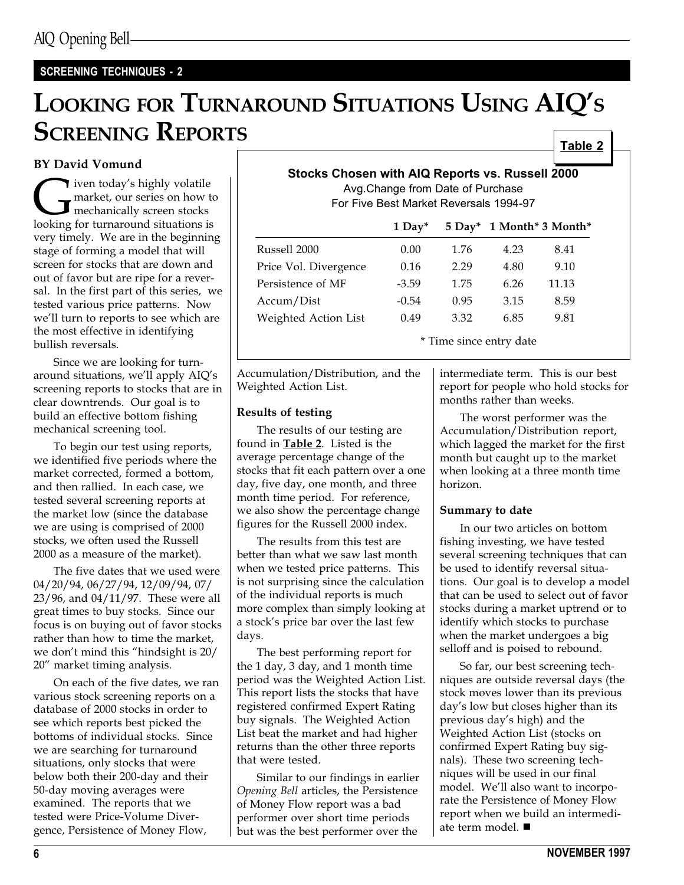SCREENING TECHNIQUES - 2

# Looking for Turnaround Situations Using AIQ's Screening Reports

**BY David Vomund**

Given today's highly volatile market, our series on how to mechanically screen stocks looking for turnaround situations is very timely. We are in the beginning stage of forming a model that will screen for stocks that are down and out of favor but are ripe for a reversal. In the first part of this series, we tested various price patterns. Now we'll turn to reports to see which are the most effective in identifying bullish reversals.

Since we are looking for turnaround situations, we'll apply AIQ's screening reports to stocks that are in clear downtrends. Our goal is to build an effective bottom fishing mechanical screening tool.

To begin our test using reports, we identified five periods where the market corrected, formed a bottom, and then rallied. In each case, we tested several screening reports at the market low (since the database we are using is comprised of 2000 stocks, we often used the Russell 2000 as a measure of the market).

The five dates that we used were 04/20/94, 06/27/94, 12/09/94, 07/23/96, and 04/11/97. These were all great times to buy stocks. Since our focus is on buying out of favor stocks rather than how to time the market, we don't mind this "hindsight is 20/20" market timing analysis.

On each of the five dates, we ran various stock screening reports on a database of 2000 stocks in order to see which reports best picked the bottoms of individual stocks. Since we are searching for turnaround situations, only stocks that were below both their 200-day and their 50-day moving averages were examined. The reports that we tested were Price-Volume Divergence, Persistence of Money Flow, Accumulation/Distribution, and the Weighted Action List.

**Table 2**

**Stocks Chosen with AIQ Reports vs. Russell 2000**
Avg.Change from Date of Purchase
For Five Best Market Reversals 1994-97

| | 1 Day* | 5 Day* | 1 Month* | 3 Month* |
|---|---|---|---|---|
| Russell 2000 | 0.00 | 1.76 | 4.23 | 8.41 |
| Price Vol. Divergence | 0.16 | 2.29 | 4.80 | 9.10 |
| Persistence of MF | -3.59 | 1.75 | 6.26 | 11.13 |
| Accum/Dist | -0.54 | 0.95 | 3.15 | 8.59 |
| Weighted Action List | 0.49 | 3.32 | 6.85 | 9.81 |

\* Time since entry date

### Results of testing

The results of our testing are found in **Table 2**. Listed is the average percentage change of the stocks that fit each pattern over a one day, five day, one month, and three month time period. For reference, we also show the percentage change figures for the Russell 2000 index.

The results from this test are better than what we saw last month when we tested price patterns. This is not surprising since the calculation of the individual reports is much more complex than simply looking at a stock's price bar over the last few days.

The best performing report for the 1 day, 3 day, and 1 month time period was the Weighted Action List. This report lists the stocks that have registered confirmed Expert Rating buy signals. The Weighted Action List beat the market and had higher returns than the other three reports that were tested.

Similar to our findings in earlier *Opening Bell* articles, the Persistence of Money Flow report was a bad performer over short time periods but was the best performer over the intermediate term. This is our best report for people who hold stocks for months rather than weeks.

The worst performer was the Accumulation/Distribution report, which lagged the market for the first month but caught up to the market when looking at a three month time horizon.

### Summary to date

In our two articles on bottom fishing investing, we have tested several screening techniques that can be used to identify reversal situations. Our goal is to develop a model that can be used to select out of favor stocks during a market uptrend or to identify which stocks to purchase when the market undergoes a big selloff and is poised to rebound.

So far, our best screening techniques are outside reversal days (the stock moves lower than its previous day's low but closes higher than its previous day's high) and the Weighted Action List (stocks on confirmed Expert Rating buy signals). These two screening techniques will be used in our final model. We'll also want to incorporate the Persistence of Money Flow report when we build an intermediate term model. ■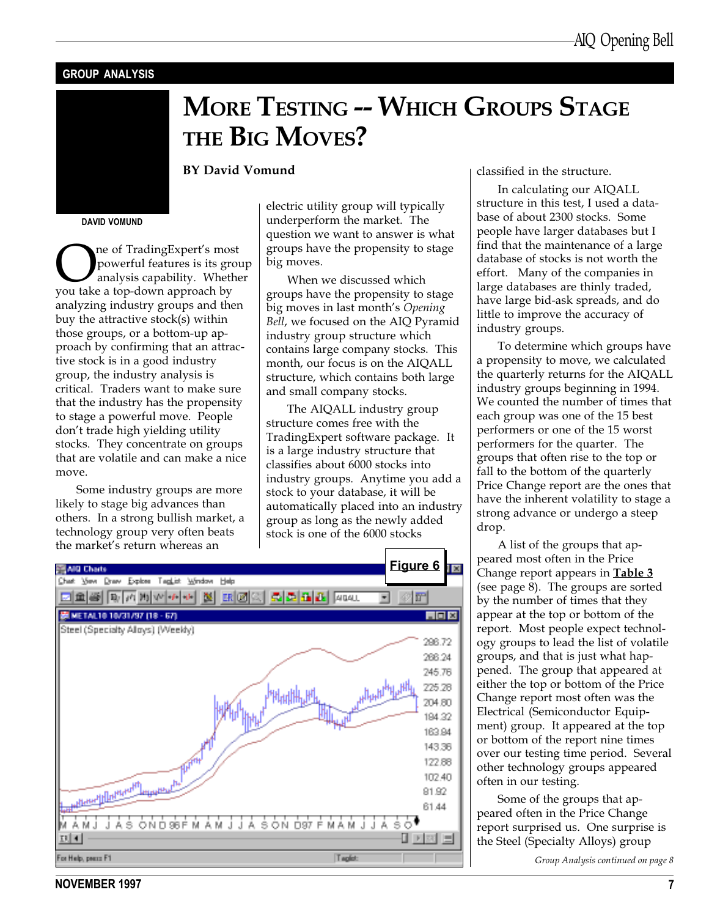GROUP ANALYSIS

# MORE TESTING -- WHICH GROUPS STAGE THE BIG MOVES?

**BY David Vomund**

DAVID VOMUND

One of TradingExpert's most powerful features is its group analysis capability. Whether you take a top-down approach by analyzing industry groups and then buy the attractive stock(s) within those groups, or a bottom-up approach by confirming that an attractive stock is in a good industry group, the industry analysis is critical. Traders want to make sure that the industry has the propensity to stage a powerful move. People don't trade high yielding utility stocks. They concentrate on groups that are volatile and can make a nice move.

Some industry groups are more likely to stage big advances than others. In a strong bullish market, a technology group very often beats the market's return whereas an electric utility group will typically underperform the market. The question we want to answer is what groups have the propensity to stage big moves.

When we discussed which groups have the propensity to stage big moves in last month's *Opening Bell*, we focused on the AIQ Pyramid industry group structure which contains large company stocks. This month, our focus is on the AIQALL structure, which contains both large and small company stocks.

The AIQALL industry group structure comes free with the TradingExpert software package. It is a large industry structure that classifies about 6000 stocks into industry groups. Anytime you add a stock to your database, it will be automatically placed into an industry group as long as the newly added stock is one of the 6000 stocks classified in the structure.

In calculating our AIQALL structure in this test, I used a database of about 2300 stocks. Some people have larger databases but I find that the maintenance of a large database of stocks is not worth the effort. Many of the companies in large databases are thinly traded, have large bid-ask spreads, and do little to improve the accuracy of industry groups.

To determine which groups have a propensity to move, we calculated the quarterly returns for the AIQALL industry groups beginning in 1994. We counted the number of times that each group was one of the 15 best performers or one of the 15 worst performers for the quarter. The groups that often rise to the top or fall to the bottom of the quarterly Price Change report are the ones that have the inherent volatility to stage a strong advance or undergo a steep drop.

A list of the groups that appeared most often in the Price Change report appears in **Table 3** (see page 8). The groups are sorted by the number of times that they appear at the top or bottom of the report. Most people expect technology groups to lead the list of volatile groups, and that is just what happened. The group that appeared at either the top or bottom of the Price Change report most often was the Electrical (Semiconductor Equipment) group. It appeared at the top or bottom of the report nine times over our testing time period. Several other technology groups appeared often in our testing.

Some of the groups that appeared often in the Price Change report surprised us. One surprise is the Steel (Specialty Alloys) group

*Group Analysis continued on page 8*

**Figure 6**

METAL10 10/31/97 (18 - 67)
Steel (Specialty Alloys) (Weekly)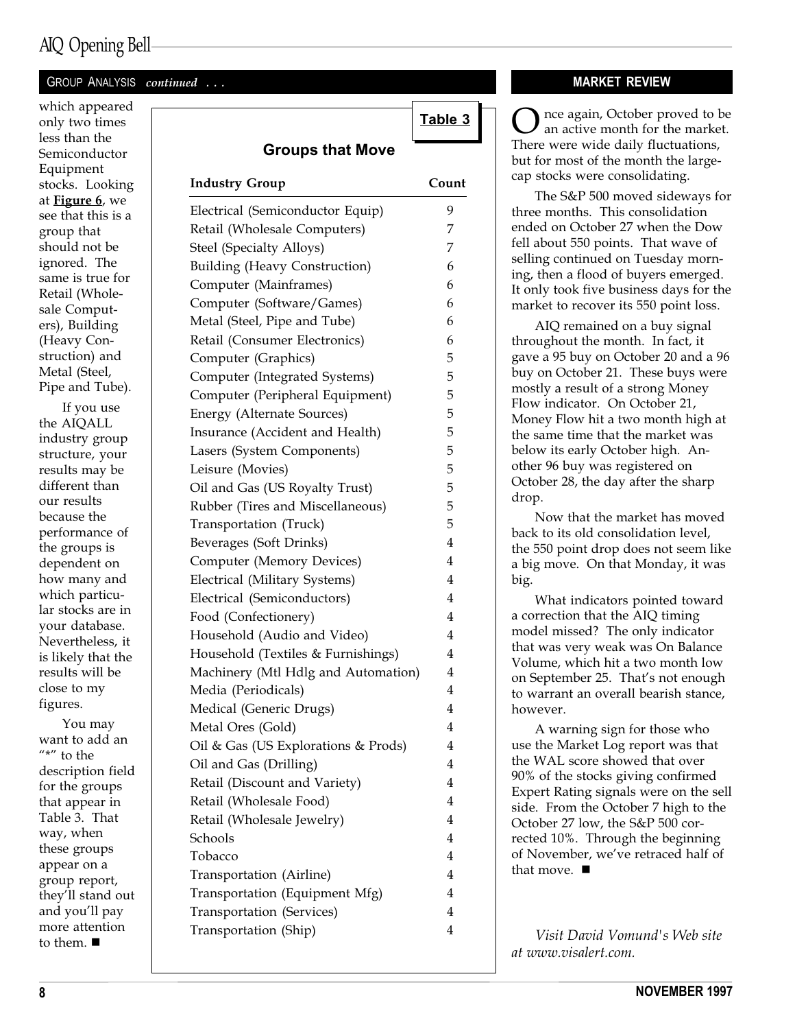## GROUP ANALYSIS *continued . . .*

which appeared only two times less than the Semiconductor Equipment stocks. Looking at **Figure 6**, we see that this is a group that should not be ignored. The same is true for Retail (Wholesale Computers), Building (Heavy Construction) and Metal (Steel, Pipe and Tube).

If you use the AIQALL industry group structure, your results may be different than our results because the performance of the groups is dependent on how many and which particular stocks are in your database. Nevertheless, it is likely that the results will be close to my figures.

You may want to add an "*" to the description field for the groups that appear in Table 3. That way, when these groups appear on a group report, they'll stand out and you'll pay more attention to them. ■

**Table 3**

### Groups that Move

| Industry Group | Count |
|---|---|
| Electrical (Semiconductor Equip) | 9 |
| Retail (Wholesale Computers) | 7 |
| Steel (Specialty Alloys) | 7 |
| Building (Heavy Construction) | 6 |
| Computer (Mainframes) | 6 |
| Computer (Software/Games) | 6 |
| Metal (Steel, Pipe and Tube) | 6 |
| Retail (Consumer Electronics) | 6 |
| Computer (Graphics) | 5 |
| Computer (Integrated Systems) | 5 |
| Computer (Peripheral Equipment) | 5 |
| Energy (Alternate Sources) | 5 |
| Insurance (Accident and Health) | 5 |
| Lasers (System Components) | 5 |
| Leisure (Movies) | 5 |
| Oil and Gas (US Royalty Trust) | 5 |
| Rubber (Tires and Miscellaneous) | 5 |
| Transportation (Truck) | 5 |
| Beverages (Soft Drinks) | 4 |
| Computer (Memory Devices) | 4 |
| Electrical (Military Systems) | 4 |
| Electrical (Semiconductors) | 4 |
| Food (Confectionery) | 4 |
| Household (Audio and Video) | 4 |
| Household (Textiles & Furnishings) | 4 |
| Machinery (Mtl Hdlg and Automation) | 4 |
| Media (Periodicals) | 4 |
| Medical (Generic Drugs) | 4 |
| Metal Ores (Gold) | 4 |
| Oil & Gas (US Explorations & Prods) | 4 |
| Oil and Gas (Drilling) | 4 |
| Retail (Discount and Variety) | 4 |
| Retail (Wholesale Food) | 4 |
| Retail (Wholesale Jewelry) | 4 |
| Schools | 4 |
| Tobacco | 4 |
| Transportation (Airline) | 4 |
| Transportation (Equipment Mfg) | 4 |
| Transportation (Services) | 4 |
| Transportation (Ship) | 4 |

## MARKET REVIEW

Once again, October proved to be an active month for the market. There were wide daily fluctuations, but for most of the month the large-cap stocks were consolidating.

The S&P 500 moved sideways for three months. This consolidation ended on October 27 when the Dow fell about 550 points. That wave of selling continued on Tuesday morning, then a flood of buyers emerged. It only took five business days for the market to recover its 550 point loss.

AIQ remained on a buy signal throughout the month. In fact, it gave a 95 buy on October 20 and a 96 buy on October 21. These buys were mostly a result of a strong Money Flow indicator. On October 21, Money Flow hit a two month high at the same time that the market was below its early October high. Another 96 buy was registered on October 28, the day after the sharp drop.

Now that the market has moved back to its old consolidation level, the 550 point drop does not seem like a big move. On that Monday, it was big.

What indicators pointed toward a correction that the AIQ timing model missed? The only indicator that was very weak was On Balance Volume, which hit a two month low on September 25. That's not enough to warrant an overall bearish stance, however.

A warning sign for those who use the Market Log report was that the WAL score showed that over 90% of the stocks giving confirmed Expert Rating signals were on the sell side. From the October 7 high to the October 27 low, the S&P 500 corrected 10%. Through the beginning of November, we've retraced half of that move. ■

*Visit David Vomund's Web site at www.visalert.com.*